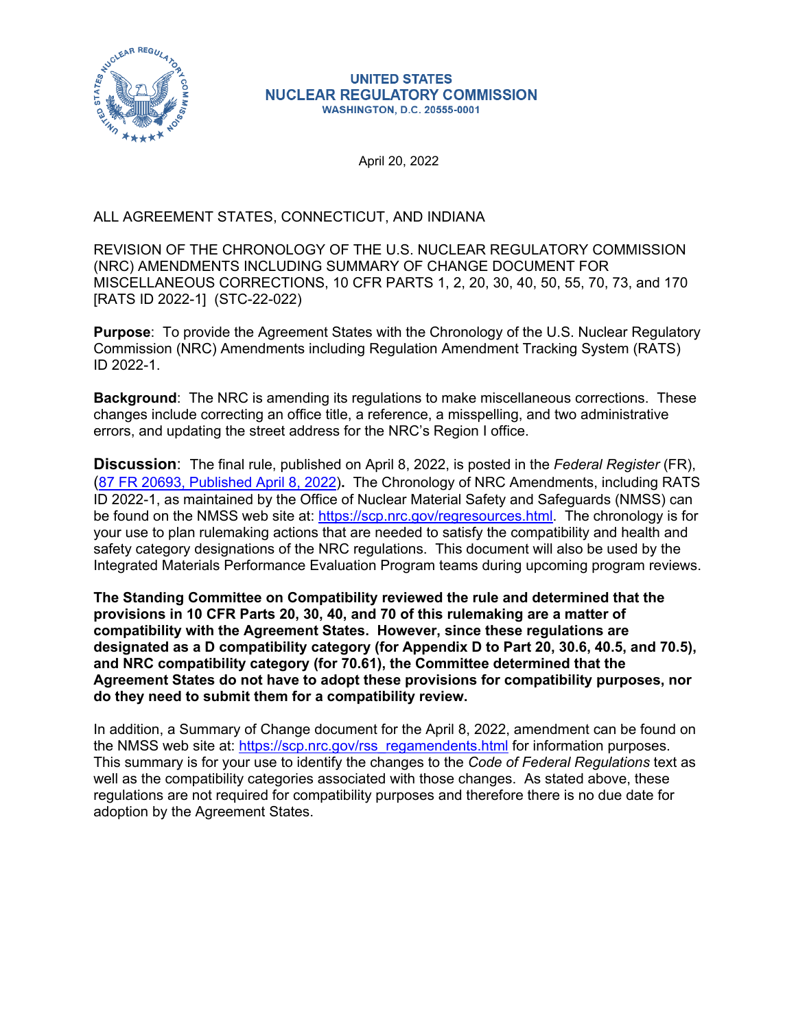**UNITED STATES**
**NUCLEAR REGULATORY COMMISSION**
**WASHINGTON, D.C. 20555-0001**

April 20, 2022

ALL AGREEMENT STATES, CONNECTICUT, AND INDIANA

REVISION OF THE CHRONOLOGY OF THE U.S. NUCLEAR REGULATORY COMMISSION (NRC) AMENDMENTS INCLUDING SUMMARY OF CHANGE DOCUMENT FOR MISCELLANEOUS CORRECTIONS, 10 CFR PARTS 1, 2, 20, 30, 40, 50, 55, 70, 73, and 170 [RATS ID 2022-1] (STC-22-022)

**Purpose**: To provide the Agreement States with the Chronology of the U.S. Nuclear Regulatory Commission (NRC) Amendments including Regulation Amendment Tracking System (RATS) ID 2022-1.

**Background**: The NRC is amending its regulations to make miscellaneous corrections. These changes include correcting an office title, a reference, a misspelling, and two administrative errors, and updating the street address for the NRC's Region I office.

**Discussion**: The final rule, published on April 8, 2022, is posted in the *Federal Register* (FR), (87 FR 20693, Published April 8, 2022)**.** The Chronology of NRC Amendments, including RATS ID 2022-1, as maintained by the Office of Nuclear Material Safety and Safeguards (NMSS) can be found on the NMSS web site at: https://scp.nrc.gov/regresources.html. The chronology is for your use to plan rulemaking actions that are needed to satisfy the compatibility and health and safety category designations of the NRC regulations. This document will also be used by the Integrated Materials Performance Evaluation Program teams during upcoming program reviews.

**The Standing Committee on Compatibility reviewed the rule and determined that the provisions in 10 CFR Parts 20, 30, 40, and 70 of this rulemaking are a matter of compatibility with the Agreement States. However, since these regulations are designated as a D compatibility category (for Appendix D to Part 20, 30.6, 40.5, and 70.5), and NRC compatibility category (for 70.61), the Committee determined that the Agreement States do not have to adopt these provisions for compatibility purposes, nor do they need to submit them for a compatibility review.**

In addition, a Summary of Change document for the April 8, 2022, amendment can be found on the NMSS web site at: https://scp.nrc.gov/rss_regamendents.html for information purposes. This summary is for your use to identify the changes to the *Code of Federal Regulations* text as well as the compatibility categories associated with those changes. As stated above, these regulations are not required for compatibility purposes and therefore there is no due date for adoption by the Agreement States.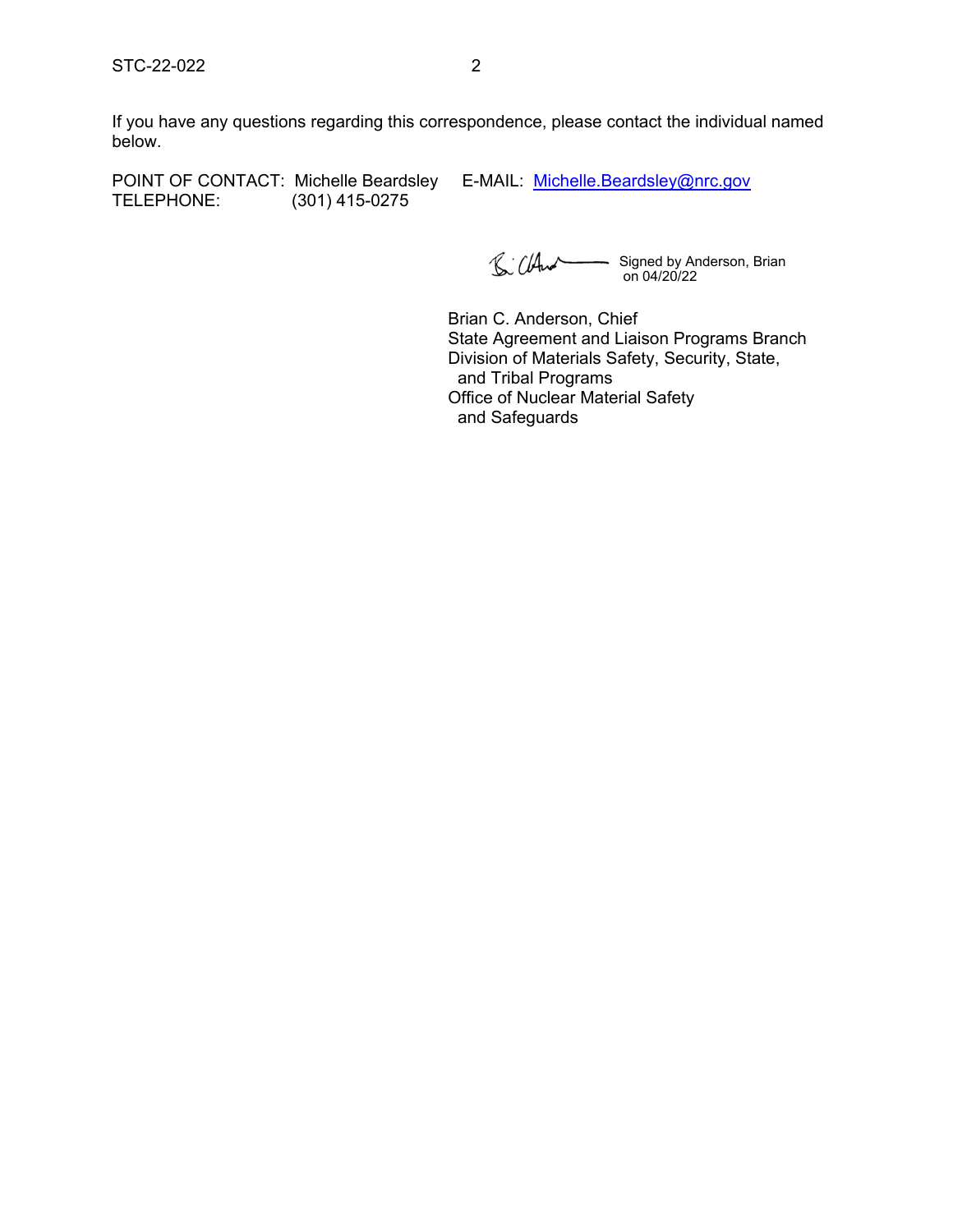If you have any questions regarding this correspondence, please contact the individual named below.

POINT OF CONTACT: Michelle Beardsley E-MAIL: Michelle.Beardsley@nrc.gov
TELEPHONE: (301) 415-0275

Signed by Anderson, Brian on 04/20/22

Brian C. Anderson, Chief
State Agreement and Liaison Programs Branch
Division of Materials Safety, Security, State, and Tribal Programs
Office of Nuclear Material Safety and Safeguards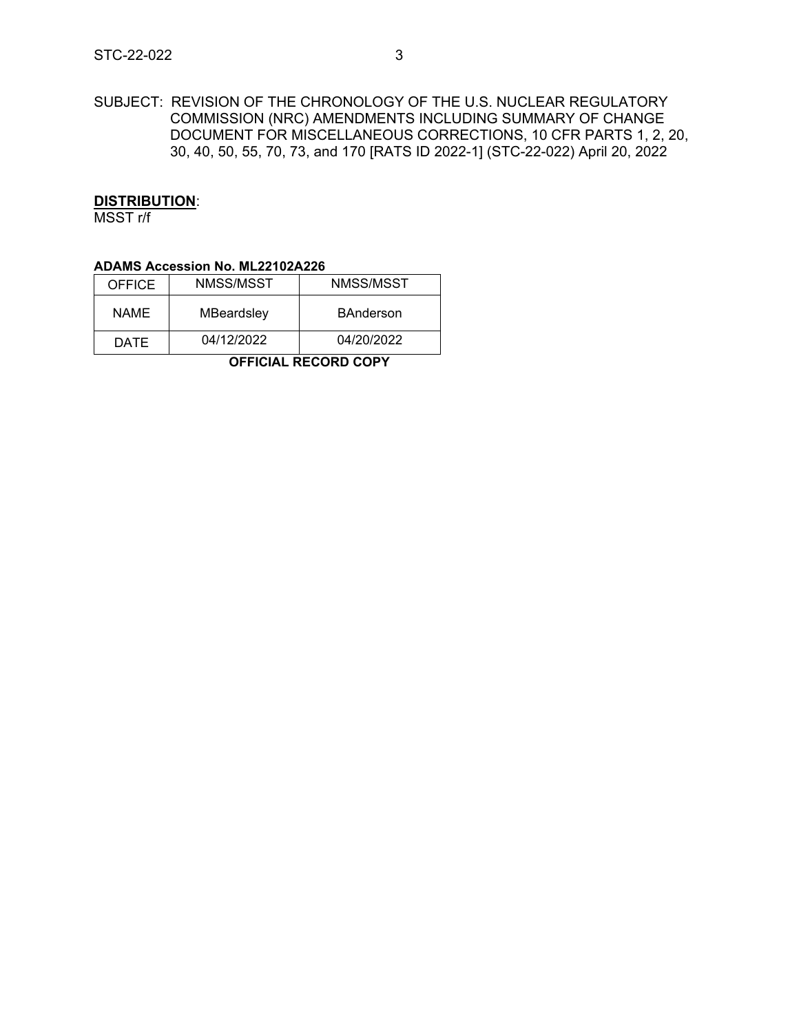SUBJECT: REVISION OF THE CHRONOLOGY OF THE U.S. NUCLEAR REGULATORY COMMISSION (NRC) AMENDMENTS INCLUDING SUMMARY OF CHANGE DOCUMENT FOR MISCELLANEOUS CORRECTIONS, 10 CFR PARTS 1, 2, 20, 30, 40, 50, 55, 70, 73, and 170 [RATS ID 2022-1] (STC-22-022) April 20, 2022

**DISTRIBUTION**:
MSST r/f

**ADAMS Accession No. ML22102A226**

| OFFICE | NMSS/MSST | NMSS/MSST |
|---|---|---|
| NAME | MBeardsley | BAnderson |
| DATE | 04/12/2022 | 04/20/2022 |

**OFFICIAL RECORD COPY**